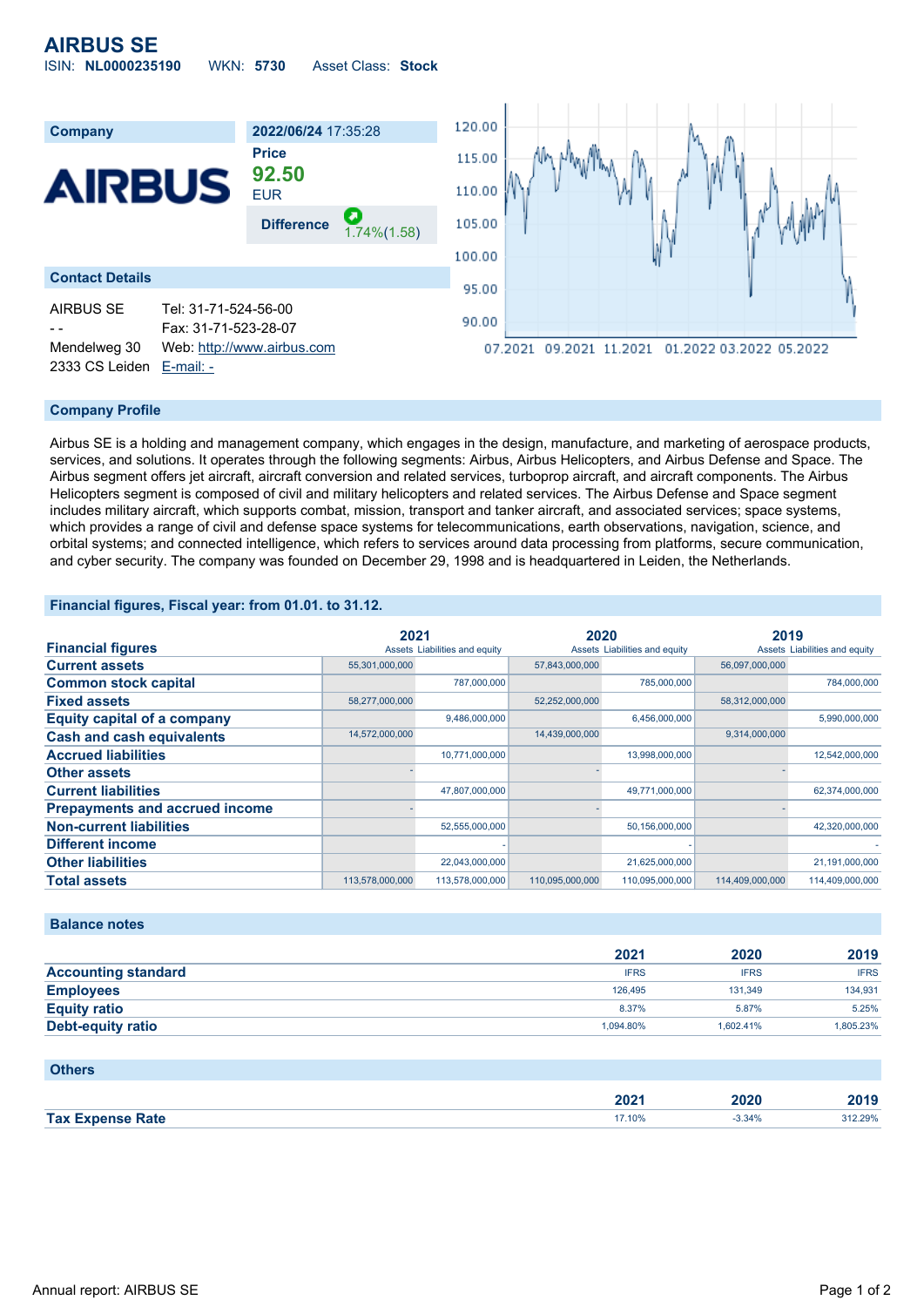# AIRBUS SE

ISIN: **NL0000235190** WKN: **5730** Asset Class: **Stock**

| Company | 2022/06/24 17:35:28 |
|---|---|
| AIRBUS | **Price** 92.50 EUR |
| | **Difference** 1.74%(1.58) |

## Contact Details

AIRBUS SE
- -
Mendelweg 30
2333 CS Leiden

Tel: 31-71-524-56-00
Fax: 31-71-523-28-07
Web: http://www.airbus.com
E-mail: -

## Company Profile

Airbus SE is a holding and management company, which engages in the design, manufacture, and marketing of aerospace products, services, and solutions. It operates through the following segments: Airbus, Airbus Helicopters, and Airbus Defense and Space. The Airbus segment offers jet aircraft, aircraft conversion and related services, turboprop aircraft, and aircraft components. The Airbus Helicopters segment is composed of civil and military helicopters and related services. The Airbus Defense and Space segment includes military aircraft, which supports combat, mission, transport and tanker aircraft, and associated services; space systems, which provides a range of civil and defense space systems for telecommunications, earth observations, navigation, science, and orbital systems; and connected intelligence, which refers to services around data processing from platforms, secure communication, and cyber security. The company was founded on December 29, 1998 and is headquartered in Leiden, the Netherlands.

## Financial figures, Fiscal year: from 01.01. to 31.12.

| Financial figures | 2021 Assets | 2021 Liabilities and equity | 2020 Assets | 2020 Liabilities and equity | 2019 Assets | 2019 Liabilities and equity |
|---|---|---|---|---|---|---|
| **Current assets** | 55,301,000,000 | | 57,843,000,000 | | 56,097,000,000 | |
| **Common stock capital** | | 787,000,000 | | 785,000,000 | | 784,000,000 |
| **Fixed assets** | 58,277,000,000 | | 52,252,000,000 | | 58,312,000,000 | |
| **Equity capital of a company** | | 9,486,000,000 | | 6,456,000,000 | | 5,990,000,000 |
| **Cash and cash equivalents** | 14,572,000,000 | | 14,439,000,000 | | 9,314,000,000 | |
| **Accrued liabilities** | | 10,771,000,000 | | 13,998,000,000 | | 12,542,000,000 |
| **Other assets** | - | | - | | - | |
| **Current liabilities** | | 47,807,000,000 | | 49,771,000,000 | | 62,374,000,000 |
| **Prepayments and accrued income** | - | | - | | - | |
| **Non-current liabilities** | | 52,555,000,000 | | 50,156,000,000 | | 42,320,000,000 |
| **Different income** | | - | | - | | - |
| **Other liabilities** | | 22,043,000,000 | | 21,625,000,000 | | 21,191,000,000 |
| **Total assets** | 113,578,000,000 | 113,578,000,000 | 110,095,000,000 | 110,095,000,000 | 114,409,000,000 | 114,409,000,000 |

## Balance notes

| | 2021 | 2020 | 2019 |
|---|---|---|---|
| **Accounting standard** | IFRS | IFRS | IFRS |
| **Employees** | 126,495 | 131,349 | 134,931 |
| **Equity ratio** | 8.37% | 5.87% | 5.25% |
| **Debt-equity ratio** | 1,094.80% | 1,602.41% | 1,805.23% |

## Others

| | 2021 | 2020 | 2019 |
|---|---|---|---|
| **Tax Expense Rate** | 17.10% | -3.34% | 312.29% |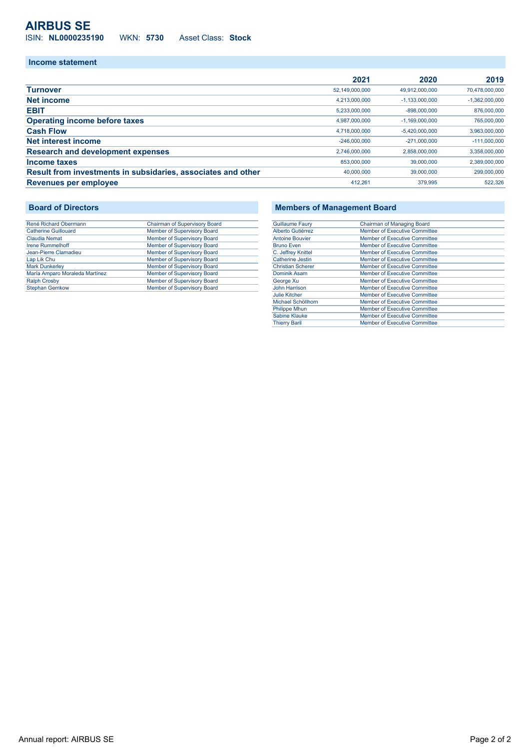# AIRBUS SE

ISIN: **NL0000235190** WKN: **5730** Asset Class: **Stock**

## Income statement

| | 2021 | 2020 | 2019 |
|---|---|---|---|
| **Turnover** | 52,149,000,000 | 49,912,000,000 | 70,478,000,000 |
| **Net income** | 4,213,000,000 | -1,133,000,000 | -1,362,000,000 |
| **EBIT** | 5,233,000,000 | -898,000,000 | 876,000,000 |
| **Operating income before taxes** | 4,987,000,000 | -1,169,000,000 | 765,000,000 |
| **Cash Flow** | 4,718,000,000 | -5,420,000,000 | 3,963,000,000 |
| **Net interest income** | -246,000,000 | -271,000,000 | -111,000,000 |
| **Research and development expenses** | 2,746,000,000 | 2,858,000,000 | 3,358,000,000 |
| **Income taxes** | 853,000,000 | 39,000,000 | 2,389,000,000 |
| **Result from investments in subsidaries, associates and other** | 40,000,000 | 39,000,000 | 299,000,000 |
| **Revenues per employee** | 412,261 | 379,995 | 522,326 |

## Board of Directors

| | |
|---|---|
| René Richard Obermann | Chairman of Supervisory Board |
| Catherine Guillouard | Member of Supervisory Board |
| Claudia Nemat | Member of Supervisory Board |
| Irene Rummelhoff | Member of Supervisory Board |
| Jean-Pierre Clamadieu | Member of Supervisory Board |
| Lap Lik Chu | Member of Supervisory Board |
| Mark Dunkerley | Member of Supervisory Board |
| María Amparo Moraleda Martínez | Member of Supervisory Board |
| Ralph Crosby | Member of Supervisory Board |
| Stephan Gemkow | Member of Supervisory Board |

## Members of Management Board

| | |
|---|---|
| Guillaume Faury | Chairman of Managing Board |
| Alberto Gutiérrez | Member of Executive Committee |
| Antoine Bouvier | Member of Executive Committee |
| Bruno Even | Member of Executive Committee |
| C. Jeffrey Knittel | Member of Executive Committee |
| Catherine Jestin | Member of Executive Committee |
| Christian Scherer | Member of Executive Committee |
| Dominik Asam | Member of Executive Committee |
| George Xu | Member of Executive Committee |
| John Harrison | Member of Executive Committee |
| Julie Kitcher | Member of Executive Committee |
| Michael Schöllhorn | Member of Executive Committee |
| Philippe Mhun | Member of Executive Committee |
| Sabine Klauke | Member of Executive Committee |
| Thierry Baril | Member of Executive Committee |